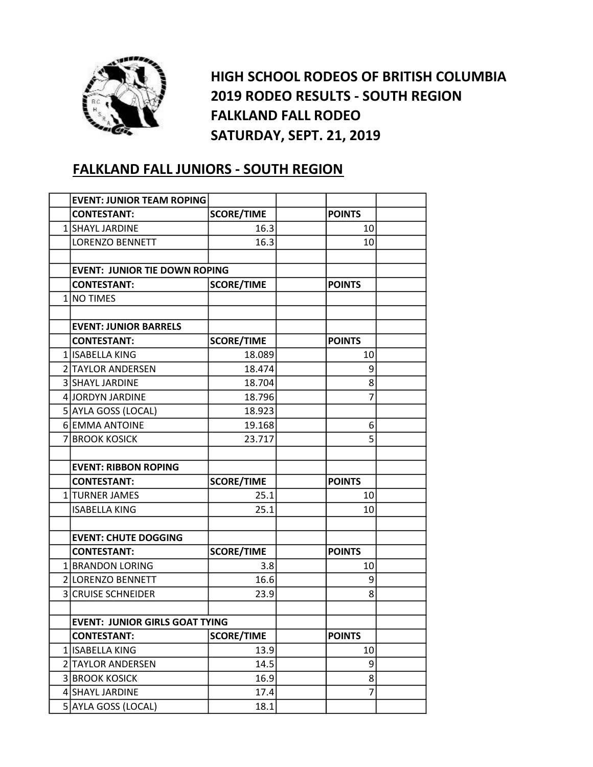# HIGH SCHOOL RODEOS OF BRITISH COLUMBIA
# 2019 RODEO RESULTS - SOUTH REGION
# FALKLAND FALL RODEO
# SATURDAY, SEPT. 21, 2019

## FALKLAND FALL JUNIORS - SOUTH REGION

| | EVENT: JUNIOR TEAM ROPING | | | | |
|---|---|---|---|---|---|
| | **CONTESTANT:** | **SCORE/TIME** | | **POINTS** | |
| 1 | SHAYL JARDINE | 16.3 | | 10 | |
| | LORENZO BENNETT | 16.3 | | 10 | |
| | | | | | |
| | **EVENT: JUNIOR TIE DOWN ROPING** | | | | |
| | **CONTESTANT:** | **SCORE/TIME** | | **POINTS** | |
| 1 | NO TIMES | | | | |
| | | | | | |
| | **EVENT: JUNIOR BARRELS** | | | | |
| | **CONTESTANT:** | **SCORE/TIME** | | **POINTS** | |
| 1 | ISABELLA KING | 18.089 | | 10 | |
| 2 | TAYLOR ANDERSEN | 18.474 | | 9 | |
| 3 | SHAYL JARDINE | 18.704 | | 8 | |
| 4 | JORDYN JARDINE | 18.796 | | 7 | |
| 5 | AYLA GOSS (LOCAL) | 18.923 | | | |
| 6 | EMMA ANTOINE | 19.168 | | 6 | |
| 7 | BROOK KOSICK | 23.717 | | 5 | |
| | | | | | |
| | **EVENT: RIBBON ROPING** | | | | |
| | **CONTESTANT:** | **SCORE/TIME** | | **POINTS** | |
| 1 | TURNER JAMES | 25.1 | | 10 | |
| | ISABELLA KING | 25.1 | | 10 | |
| | | | | | |
| | **EVENT: CHUTE DOGGING** | | | | |
| | **CONTESTANT:** | **SCORE/TIME** | | **POINTS** | |
| 1 | BRANDON LORING | 3.8 | | 10 | |
| 2 | LORENZO BENNETT | 16.6 | | 9 | |
| 3 | CRUISE SCHNEIDER | 23.9 | | 8 | |
| | | | | | |
| | **EVENT: JUNIOR GIRLS GOAT TYING** | | | | |
| | **CONTESTANT:** | **SCORE/TIME** | | **POINTS** | |
| 1 | ISABELLA KING | 13.9 | | 10 | |
| 2 | TAYLOR ANDERSEN | 14.5 | | 9 | |
| 3 | BROOK KOSICK | 16.9 | | 8 | |
| 4 | SHAYL JARDINE | 17.4 | | 7 | |
| 5 | AYLA GOSS (LOCAL) | 18.1 | | | |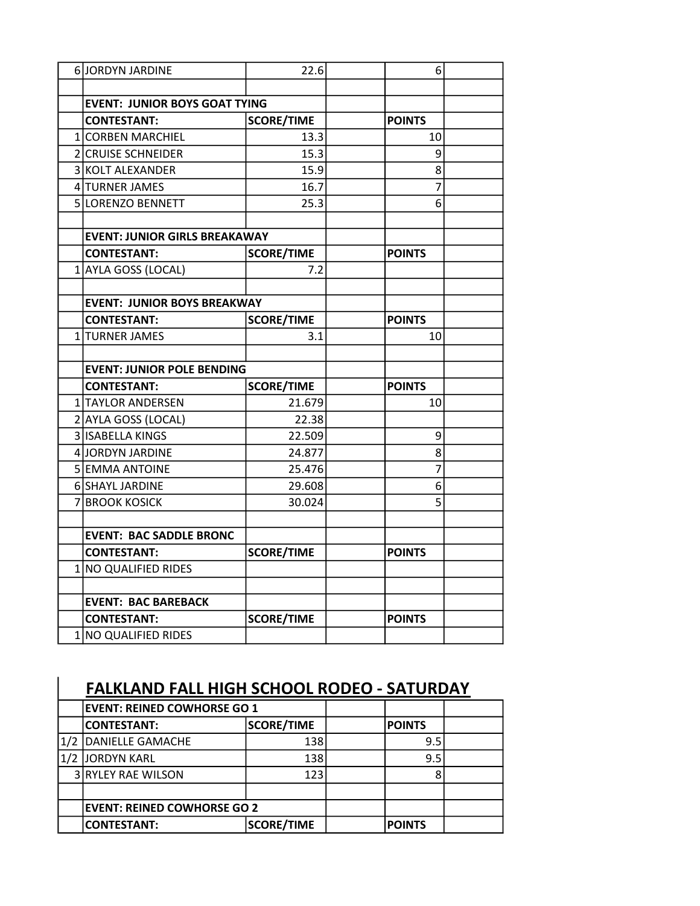| | | | | | |
|---|---|---|---|---|---|
| 6 | JORDYN JARDINE | 22.6 | | 6 | |
| | | | | | |
| | **EVENT: JUNIOR BOYS GOAT TYING** | | | | |
| | **CONTESTANT:** | **SCORE/TIME** | | **POINTS** | |
| 1 | CORBEN MARCHIEL | 13.3 | | 10 | |
| 2 | CRUISE SCHNEIDER | 15.3 | | 9 | |
| 3 | KOLT ALEXANDER | 15.9 | | 8 | |
| 4 | TURNER JAMES | 16.7 | | 7 | |
| 5 | LORENZO BENNETT | 25.3 | | 6 | |
| | | | | | |
| | **EVENT: JUNIOR GIRLS BREAKAWAY** | | | | |
| | **CONTESTANT:** | **SCORE/TIME** | | **POINTS** | |
| 1 | AYLA GOSS (LOCAL) | 7.2 | | | |
| | | | | | |
| | **EVENT: JUNIOR BOYS BREAKWAY** | | | | |
| | **CONTESTANT:** | **SCORE/TIME** | | **POINTS** | |
| 1 | TURNER JAMES | 3.1 | | 10 | |
| | | | | | |
| | **EVENT: JUNIOR POLE BENDING** | | | | |
| | **CONTESTANT:** | **SCORE/TIME** | | **POINTS** | |
| 1 | TAYLOR ANDERSEN | 21.679 | | 10 | |
| 2 | AYLA GOSS (LOCAL) | 22.38 | | | |
| 3 | ISABELLA KINGS | 22.509 | | 9 | |
| 4 | JORDYN JARDINE | 24.877 | | 8 | |
| 5 | EMMA ANTOINE | 25.476 | | 7 | |
| 6 | SHAYL JARDINE | 29.608 | | 6 | |
| 7 | BROOK KOSICK | 30.024 | | 5 | |
| | | | | | |
| | **EVENT: BAC SADDLE BRONC** | | | | |
| | **CONTESTANT:** | **SCORE/TIME** | | **POINTS** | |
| 1 | NO QUALIFIED RIDES | | | | |
| | | | | | |
| | **EVENT: BAC BAREBACK** | | | | |
| | **CONTESTANT:** | **SCORE/TIME** | | **POINTS** | |
| 1 | NO QUALIFIED RIDES | | | | |

## FALKLAND FALL HIGH SCHOOL RODEO - SATURDAY

| | | | | | |
|---|---|---|---|---|---|
| | **EVENT: REINED COWHORSE GO 1** | | | | |
| | **CONTESTANT:** | **SCORE/TIME** | | **POINTS** | |
| 1/2 | DANIELLE GAMACHE | 138 | | 9.5 | |
| 1/2 | JORDYN KARL | 138 | | 9.5 | |
| 3 | RYLEY RAE WILSON | 123 | | 8 | |
| | | | | | |
| | **EVENT: REINED COWHORSE GO 2** | | | | |
| | **CONTESTANT:** | **SCORE/TIME** | | **POINTS** | |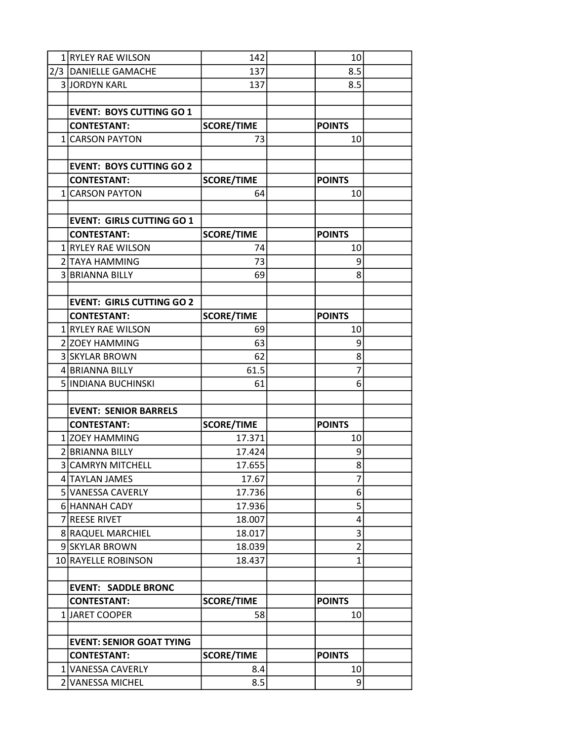| | | | | | |
|---|---|---|---|---|---|
| 1 | RYLEY RAE WILSON | 142 | | 10 | |
| 2/3 | DANIELLE GAMACHE | 137 | | 8.5 | |
| 3 | JORDYN KARL | 137 | | 8.5 | |
| | | | | | |
| | **EVENT: BOYS CUTTING GO 1** | | | | |
| | **CONTESTANT:** | **SCORE/TIME** | | **POINTS** | |
| 1 | CARSON PAYTON | 73 | | 10 | |
| | | | | | |
| | **EVENT: BOYS CUTTING GO 2** | | | | |
| | **CONTESTANT:** | **SCORE/TIME** | | **POINTS** | |
| 1 | CARSON PAYTON | 64 | | 10 | |
| | | | | | |
| | **EVENT: GIRLS CUTTING GO 1** | | | | |
| | **CONTESTANT:** | **SCORE/TIME** | | **POINTS** | |
| 1 | RYLEY RAE WILSON | 74 | | 10 | |
| 2 | TAYA HAMMING | 73 | | 9 | |
| 3 | BRIANNA BILLY | 69 | | 8 | |
| | | | | | |
| | **EVENT: GIRLS CUTTING GO 2** | | | | |
| | **CONTESTANT:** | **SCORE/TIME** | | **POINTS** | |
| 1 | RYLEY RAE WILSON | 69 | | 10 | |
| 2 | ZOEY HAMMING | 63 | | 9 | |
| 3 | SKYLAR BROWN | 62 | | 8 | |
| 4 | BRIANNA BILLY | 61.5 | | 7 | |
| 5 | INDIANA BUCHINSKI | 61 | | 6 | |
| | | | | | |
| | **EVENT: SENIOR BARRELS** | | | | |
| | **CONTESTANT:** | **SCORE/TIME** | | **POINTS** | |
| 1 | ZOEY HAMMING | 17.371 | | 10 | |
| 2 | BRIANNA BILLY | 17.424 | | 9 | |
| 3 | CAMRYN MITCHELL | 17.655 | | 8 | |
| 4 | TAYLAN JAMES | 17.67 | | 7 | |
| 5 | VANESSA CAVERLY | 17.736 | | 6 | |
| 6 | HANNAH CADY | 17.936 | | 5 | |
| 7 | REESE RIVET | 18.007 | | 4 | |
| 8 | RAQUEL MARCHIEL | 18.017 | | 3 | |
| 9 | SKYLAR BROWN | 18.039 | | 2 | |
| 10 | RAYELLE ROBINSON | 18.437 | | 1 | |
| | | | | | |
| | **EVENT: SADDLE BRONC** | | | | |
| | **CONTESTANT:** | **SCORE/TIME** | | **POINTS** | |
| 1 | JARET COOPER | 58 | | 10 | |
| | | | | | |
| | **EVENT: SENIOR GOAT TYING** | | | | |
| | **CONTESTANT:** | **SCORE/TIME** | | **POINTS** | |
| 1 | VANESSA CAVERLY | 8.4 | | 10 | |
| 2 | VANESSA MICHEL | 8.5 | | 9 | |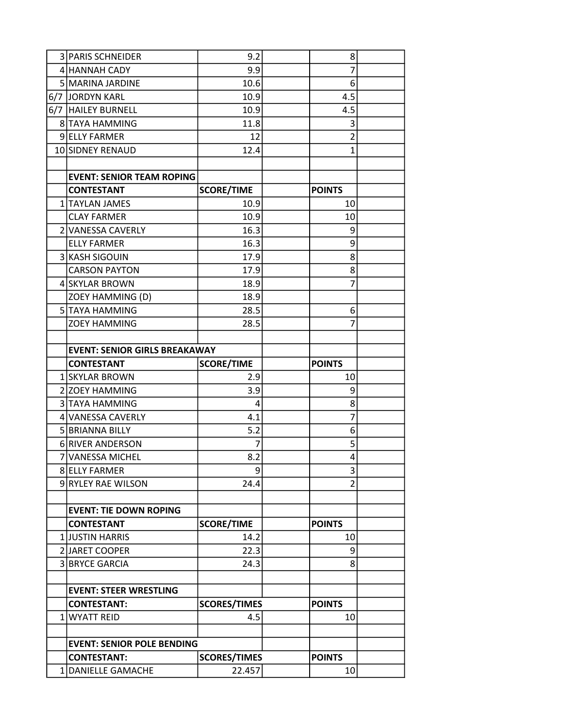| | | | | | |
|---|---|---|---|---|---|
| 3 | PARIS SCHNEIDER | 9.2 | | 8 | |
| 4 | HANNAH CADY | 9.9 | | 7 | |
| 5 | MARINA JARDINE | 10.6 | | 6 | |
| 6/7 | JORDYN KARL | 10.9 | | 4.5 | |
| 6/7 | HAILEY BURNELL | 10.9 | | 4.5 | |
| 8 | TAYA HAMMING | 11.8 | | 3 | |
| 9 | ELLY FARMER | 12 | | 2 | |
| 10 | SIDNEY RENAUD | 12.4 | | 1 | |
| | | | | | |
| | **EVENT: SENIOR TEAM ROPING** | | | | |
| | **CONTESTANT** | **SCORE/TIME** | | **POINTS** | |
| 1 | TAYLAN JAMES | 10.9 | | 10 | |
| | CLAY FARMER | 10.9 | | 10 | |
| 2 | VANESSA CAVERLY | 16.3 | | 9 | |
| | ELLY FARMER | 16.3 | | 9 | |
| 3 | KASH SIGOUIN | 17.9 | | 8 | |
| | CARSON PAYTON | 17.9 | | 8 | |
| 4 | SKYLAR BROWN | 18.9 | | 7 | |
| | ZOEY HAMMING (D) | 18.9 | | | |
| 5 | TAYA HAMMING | 28.5 | | 6 | |
| | ZOEY HAMMING | 28.5 | | 7 | |
| | | | | | |
| | **EVENT: SENIOR GIRLS BREAKAWAY** | | | | |
| | **CONTESTANT** | **SCORE/TIME** | | **POINTS** | |
| 1 | SKYLAR BROWN | 2.9 | | 10 | |
| 2 | ZOEY HAMMING | 3.9 | | 9 | |
| 3 | TAYA HAMMING | 4 | | 8 | |
| 4 | VANESSA CAVERLY | 4.1 | | 7 | |
| 5 | BRIANNA BILLY | 5.2 | | 6 | |
| 6 | RIVER ANDERSON | 7 | | 5 | |
| 7 | VANESSA MICHEL | 8.2 | | 4 | |
| 8 | ELLY FARMER | 9 | | 3 | |
| 9 | RYLEY RAE WILSON | 24.4 | | 2 | |
| | | | | | |
| | **EVENT: TIE DOWN ROPING** | | | | |
| | **CONTESTANT** | **SCORE/TIME** | | **POINTS** | |
| 1 | JUSTIN HARRIS | 14.2 | | 10 | |
| 2 | JARET COOPER | 22.3 | | 9 | |
| 3 | BRYCE GARCIA | 24.3 | | 8 | |
| | | | | | |
| | **EVENT: STEER WRESTLING** | | | | |
| | **CONTESTANT:** | **SCORES/TIMES** | | **POINTS** | |
| 1 | WYATT REID | 4.5 | | 10 | |
| | | | | | |
| | **EVENT: SENIOR POLE BENDING** | | | | |
| | **CONTESTANT:** | **SCORES/TIMES** | | **POINTS** | |
| 1 | DANIELLE GAMACHE | 22.457 | | 10 | |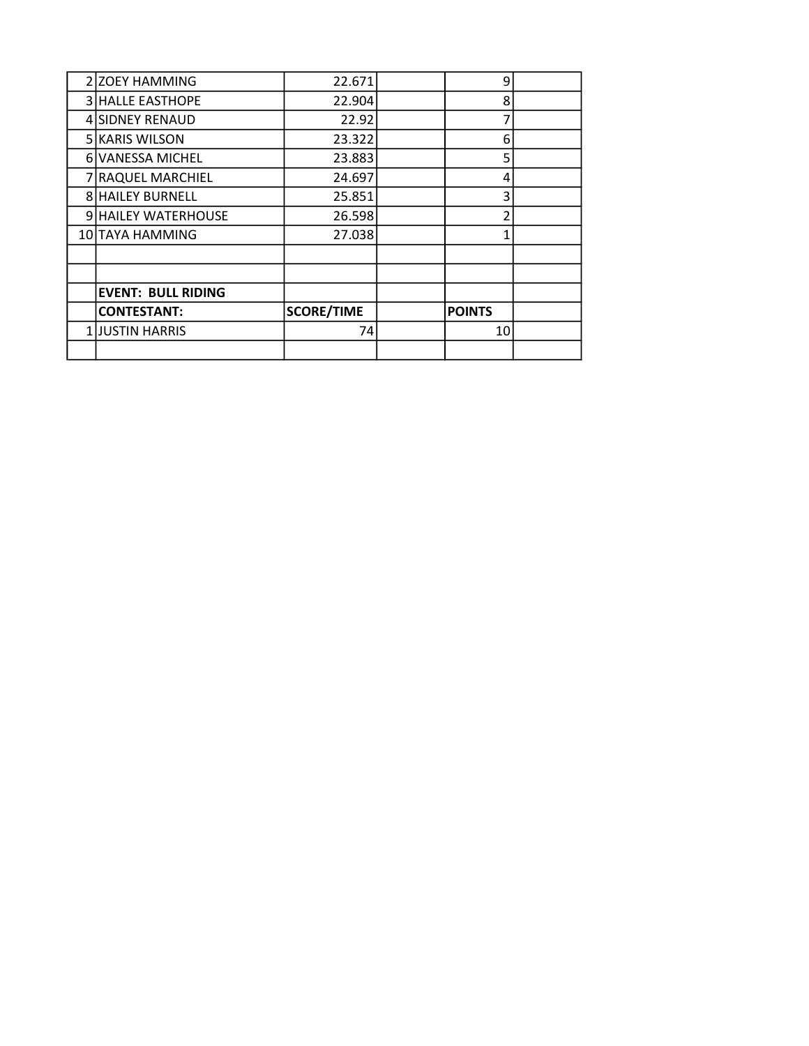| | | | | | |
|---|---|---|---|---|---|
| 2 | ZOEY HAMMING | 22.671 | | 9 | |
| 3 | HALLE EASTHOPE | 22.904 | | 8 | |
| 4 | SIDNEY RENAUD | 22.92 | | 7 | |
| 5 | KARIS WILSON | 23.322 | | 6 | |
| 6 | VANESSA MICHEL | 23.883 | | 5 | |
| 7 | RAQUEL MARCHIEL | 24.697 | | 4 | |
| 8 | HAILEY BURNELL | 25.851 | | 3 | |
| 9 | HAILEY WATERHOUSE | 26.598 | | 2 | |
| 10 | TAYA HAMMING | 27.038 | | 1 | |
| | | | | | |
| | | | | | |
| | **EVENT: BULL RIDING** | | | | |
| | **CONTESTANT:** | **SCORE/TIME** | | **POINTS** | |
| 1 | JUSTIN HARRIS | 74 | | 10 | |
| | | | | | |